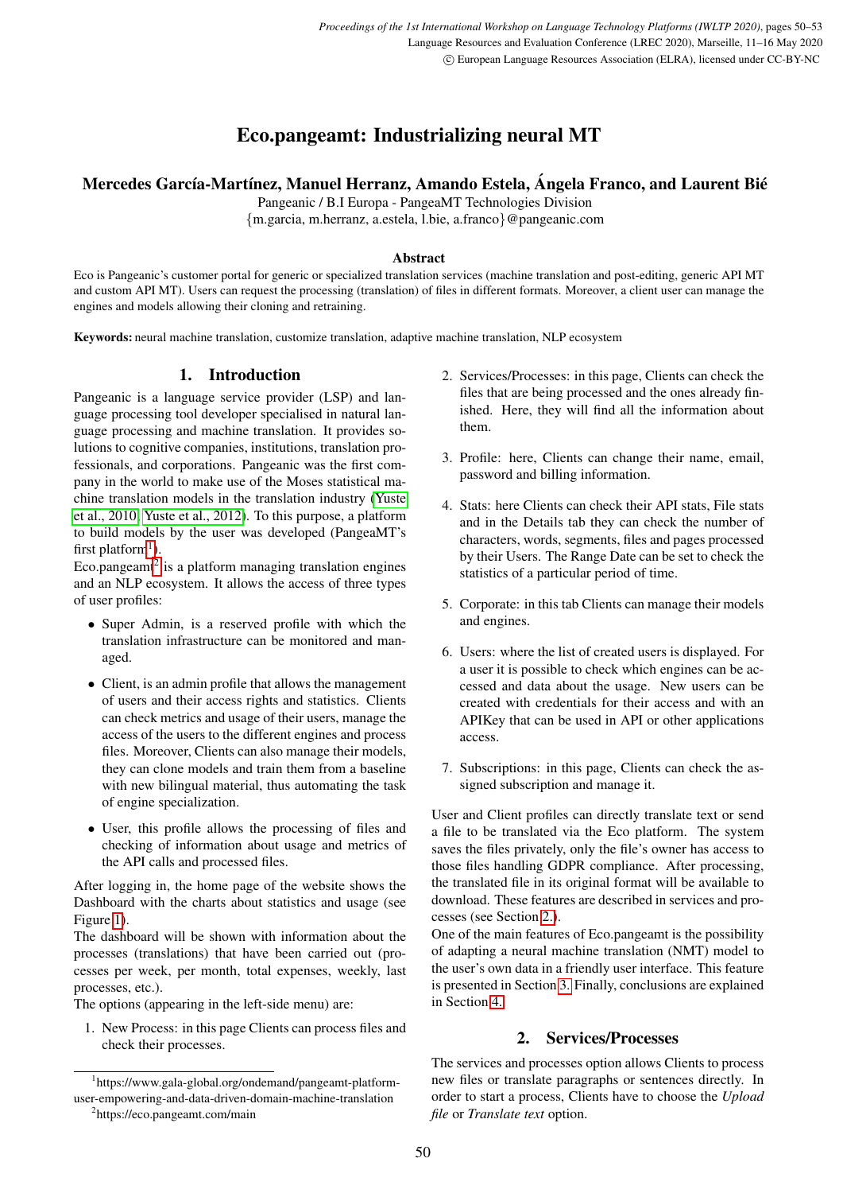# Eco.pangeamt: Industrializing neural MT

**Mercedes García-Martínez, Manuel Herranz, Amando Estela, Ángela Franco, and Laurent Bié**

Pangeanic / B.I Europa - PangeaMT Technologies Division

{m.garcia, m.herranz, a.estela, l.bie, a.franco}@pangeanic.com

### Abstract

Eco is Pangeanic's customer portal for generic or specialized translation services (machine translation and post-editing, generic API MT and custom API MT). Users can request the processing (translation) of files in different formats. Moreover, a client user can manage the engines and models allowing their cloning and retraining.

**Keywords:** neural machine translation, customize translation, adaptive machine translation, NLP ecosystem

## 1. Introduction

Pangeanic is a language service provider (LSP) and language processing tool developer specialised in natural language processing and machine translation. It provides solutions to cognitive companies, institutions, translation professionals, and corporations. Pangeanic was the first company in the world to make use of the Moses statistical machine translation models in the translation industry (Yuste et al., 2010; Yuste et al., 2012). To this purpose, a platform to build models by the user was developed (PangeaMT's first platform[1]).

Eco.pangeamt[2] is a platform managing translation engines and an NLP ecosystem. It allows the access of three types of user profiles:

- Super Admin, is a reserved profile with which the translation infrastructure can be monitored and managed.
- Client, is an admin profile that allows the management of users and their access rights and statistics. Clients can check metrics and usage of their users, manage the access of the users to the different engines and process files. Moreover, Clients can also manage their models, they can clone models and train them from a baseline with new bilingual material, thus automating the task of engine specialization.
- User, this profile allows the processing of files and checking of information about usage and metrics of the API calls and processed files.

After logging in, the home page of the website shows the Dashboard with the charts about statistics and usage (see Figure 1).

The dashboard will be shown with information about the processes (translations) that have been carried out (processes per week, per month, total expenses, weekly, last processes, etc.).

The options (appearing in the left-side menu) are:

1. New Process: in this page Clients can process files and check their processes.
2. Services/Processes: in this page, Clients can check the files that are being processed and the ones already finished. Here, they will find all the information about them.
3. Profile: here, Clients can change their name, email, password and billing information.
4. Stats: here Clients can check their API stats, File stats and in the Details tab they can check the number of characters, words, segments, files and pages processed by their Users. The Range Date can be set to check the statistics of a particular period of time.
5. Corporate: in this tab Clients can manage their models and engines.
6. Users: where the list of created users is displayed. For a user it is possible to check which engines can be accessed and data about the usage. New users can be created with credentials for their access and with an APIKey that can be used in API or other applications access.
7. Subscriptions: in this page, Clients can check the assigned subscription and manage it.

User and Client profiles can directly translate text or send a file to be translated via the Eco platform. The system saves the files privately, only the file's owner has access to those files handling GDPR compliance. After processing, the translated file in its original format will be available to download. These features are described in services and processes (see Section 2.).

One of the main features of Eco.pangeamt is the possibility of adapting a neural machine translation (NMT) model to the user's own data in a friendly user interface. This feature is presented in Section 3. Finally, conclusions are explained in Section 4.

## 2. Services/Processes

The services and processes option allows Clients to process new files or translate paragraphs or sentences directly. In order to start a process, Clients have to choose the *Upload file* or *Translate text* option.

[1] https://www.gala-global.org/ondemand/pangeamt-platform-user-empowering-and-data-driven-domain-machine-translation

[2] https://eco.pangeamt.com/main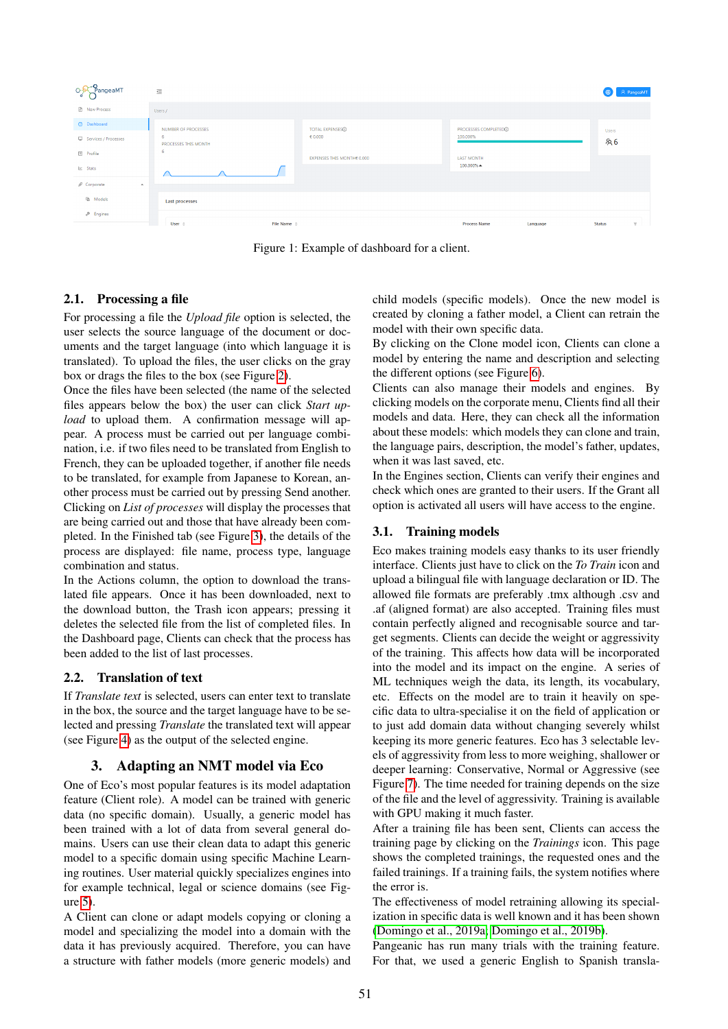Figure 1: Example of dashboard for a client.

### 2.1. Processing a file

For processing a file the *Upload file* option is selected, the user selects the source language of the document or documents and the target language (into which language it is translated). To upload the files, the user clicks on the gray box or drags the files to the box (see Figure 2).

Once the files have been selected (the name of the selected files appears below the box) the user can click *Start upload* to upload them. A confirmation message will appear. A process must be carried out per language combination, i.e. if two files need to be translated from English to French, they can be uploaded together, if another file needs to be translated, for example from Japanese to Korean, another process must be carried out by pressing Send another.

Clicking on *List of processes* will display the processes that are being carried out and those that have already been completed. In the Finished tab (see Figure 3), the details of the process are displayed: file name, process type, language combination and status.

In the Actions column, the option to download the translated file appears. Once it has been downloaded, next to the download button, the Trash icon appears; pressing it deletes the selected file from the list of completed files. In the Dashboard page, Clients can check that the process has been added to the list of last processes.

### 2.2. Translation of text

If *Translate text* is selected, users can enter text to translate in the box, the source and the target language have to be selected and pressing *Translate* the translated text will appear (see Figure 4) as the output of the selected engine.

## 3. Adapting an NMT model via Eco

One of Eco's most popular features is its model adaptation feature (Client role). A model can be trained with generic data (no specific domain). Usually, a generic model has been trained with a lot of data from several general domains. Users can use their clean data to adapt this generic model to a specific domain using specific Machine Learning routines. User material quickly specializes engines into for example technical, legal or science domains (see Figure 5).

A Client can clone or adapt models copying or cloning a model and specializing the model into a domain with the data it has previously acquired. Therefore, you can have a structure with father models (more generic models) and child models (specific models). Once the new model is created by cloning a father model, a Client can retrain the model with their own specific data.

By clicking on the Clone model icon, Clients can clone a model by entering the name and description and selecting the different options (see Figure 6).

Clients can also manage their models and engines. By clicking models on the corporate menu, Clients find all their models and data. Here, they can check all the information about these models: which models they can clone and train, the language pairs, description, the model's father, updates, when it was last saved, etc.

In the Engines section, Clients can verify their engines and check which ones are granted to their users. If the Grant all option is activated all users will have access to the engine.

### 3.1. Training models

Eco makes training models easy thanks to its user friendly interface. Clients just have to click on the *To Train* icon and upload a bilingual file with language declaration or ID. The allowed file formats are preferably .tmx although .csv and .af (aligned format) are also accepted. Training files must contain perfectly aligned and recognisable source and target segments. Clients can decide the weight or aggressivity of the training. This affects how data will be incorporated into the model and its impact on the engine. A series of ML techniques weigh the data, its length, its vocabulary, etc. Effects on the model are to train it heavily on specific data to ultra-specialise it on the field of application or to just add domain data without changing severely whilst keeping its more generic features. Eco has 3 selectable levels of aggressivity from less to more weighing, shallower or deeper learning: Conservative, Normal or Aggressive (see Figure 7). The time needed for training depends on the size of the file and the level of aggressivity. Training is available with GPU making it much faster.

After a training file has been sent, Clients can access the training page by clicking on the *Trainings* icon. This page shows the completed trainings, the requested ones and the failed trainings. If a training fails, the system notifies where the error is.

The effectiveness of model retraining allowing its specialization in specific data is well known and it has been shown (Domingo et al., 2019a; Domingo et al., 2019b).

Pangeanic has run many trials with the training feature. For that, we used a generic English to Spanish transla-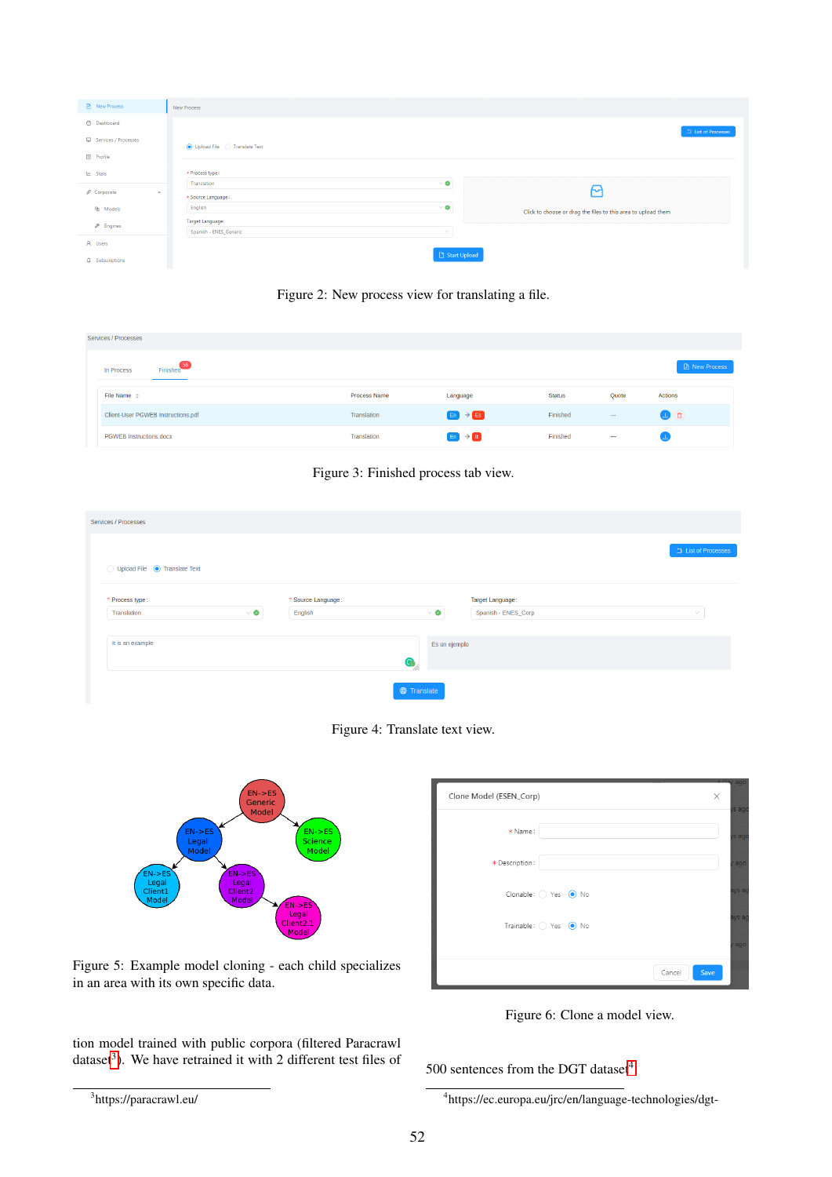Figure 2: New process view for translating a file.

Figure 3: Finished process tab view.

Figure 4: Translate text view.

Figure 5: Example model cloning - each child specializes in an area with its own specific data.

Figure 6: Clone a model view.

tion model trained with public corpora (filtered Paracrawl dataset[3]). We have retrained it with 2 different test files of 500 sentences from the DGT dataset[4]

[3] https://paracrawl.eu/

[4] https://ec.europa.eu/jrc/en/language-technologies/dgt-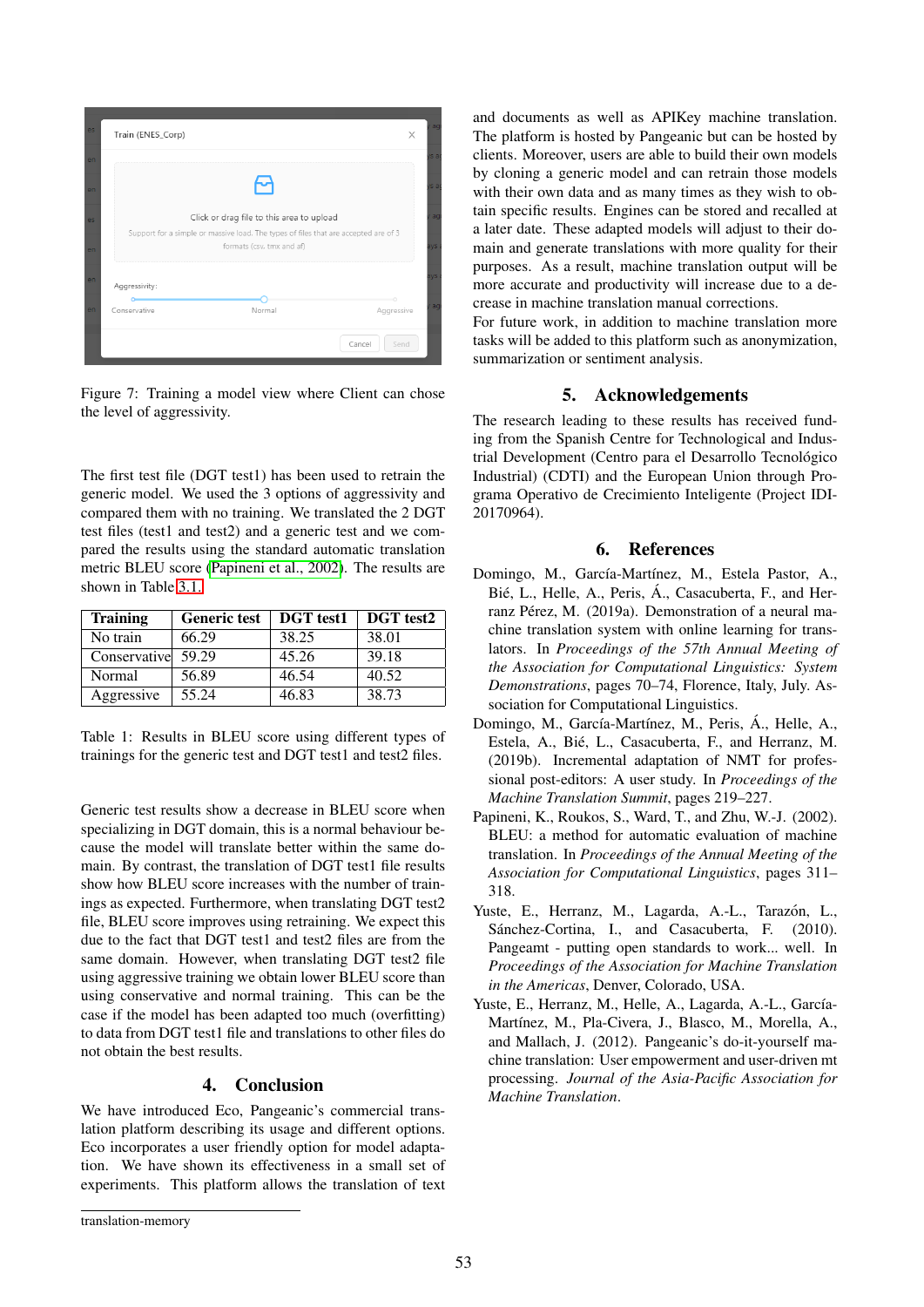Figure 7: Training a model view where Client can chose the level of aggressivity.

The first test file (DGT test1) has been used to retrain the generic model. We used the 3 options of aggressivity and compared them with no training. We translated the 2 DGT test files (test1 and test2) and a generic test and we compared the results using the standard automatic translation metric BLEU score (Papineni et al., 2002). The results are shown in Table 3.1.

| Training | Generic test | DGT test1 | DGT test2 |
|---|---|---|---|
| No train | 66.29 | 38.25 | 38.01 |
| Conservative | 59.29 | 45.26 | 39.18 |
| Normal | 56.89 | 46.54 | 40.52 |
| Aggressive | 55.24 | 46.83 | 38.73 |

Table 1: Results in BLEU score using different types of trainings for the generic test and DGT test1 and test2 files.

Generic test results show a decrease in BLEU score when specializing in DGT domain, this is a normal behaviour because the model will translate better within the same domain. By contrast, the translation of DGT test1 file results show how BLEU score increases with the number of trainings as expected. Furthermore, when translating DGT test2 file, BLEU score improves using retraining. We expect this due to the fact that DGT test1 and test2 files are from the same domain. However, when translating DGT test2 file using aggressive training we obtain lower BLEU score than using conservative and normal training. This can be the case if the model has been adapted too much (overfitting) to data from DGT test1 file and translations to other files do not obtain the best results.

## 4. Conclusion

We have introduced Eco, Pangeanic's commercial translation platform describing its usage and different options. Eco incorporates a user friendly option for model adaptation. We have shown its effectiveness in a small set of experiments. This platform allows the translation of text and documents as well as APIKey machine translation. The platform is hosted by Pangeanic but can be hosted by clients. Moreover, users are able to build their own models by cloning a generic model and can retrain those models with their own data and as many times as they wish to obtain specific results. Engines can be stored and recalled at a later date. These adapted models will adjust to their domain and generate translations with more quality for their purposes. As a result, machine translation output will be more accurate and productivity will increase due to a decrease in machine translation manual corrections.

For future work, in addition to machine translation more tasks will be added to this platform such as anonymization, summarization or sentiment analysis.

## 5. Acknowledgements

The research leading to these results has received funding from the Spanish Centre for Technological and Industrial Development (Centro para el Desarrollo Tecnológico Industrial) (CDTI) and the European Union through Programa Operativo de Crecimiento Inteligente (Project IDI-20170964).

## 6. References

Domingo, M., García-Martínez, M., Estela Pastor, A., Bié, L., Helle, A., Peris, Á., Casacuberta, F., and Herranz Pérez, M. (2019a). Demonstration of a neural machine translation system with online learning for translators. In *Proceedings of the 57th Annual Meeting of the Association for Computational Linguistics: System Demonstrations*, pages 70–74, Florence, Italy, July. Association for Computational Linguistics.

Domingo, M., García-Martínez, M., Peris, Á., Helle, A., Estela, A., Bié, L., Casacuberta, F., and Herranz, M. (2019b). Incremental adaptation of NMT for professional post-editors: A user study. In *Proceedings of the Machine Translation Summit*, pages 219–227.

Papineni, K., Roukos, S., Ward, T., and Zhu, W.-J. (2002). BLEU: a method for automatic evaluation of machine translation. In *Proceedings of the Annual Meeting of the Association for Computational Linguistics*, pages 311–318.

Yuste, E., Herranz, M., Lagarda, A.-L., Tarazón, L., Sánchez-Cortina, I., and Casacuberta, F. (2010). Pangeamt - putting open standards to work... well. In *Proceedings of the Association for Machine Translation in the Americas*, Denver, Colorado, USA.

Yuste, E., Herranz, M., Helle, A., Lagarda, A.-L., García-Martínez, M., Pla-Civera, J., Blasco, M., Morella, A., and Mallach, J. (2012). Pangeanic's do-it-yourself machine translation: User empowerment and user-driven mt processing. *Journal of the Asia-Pacific Association for Machine Translation*.

translation-memory